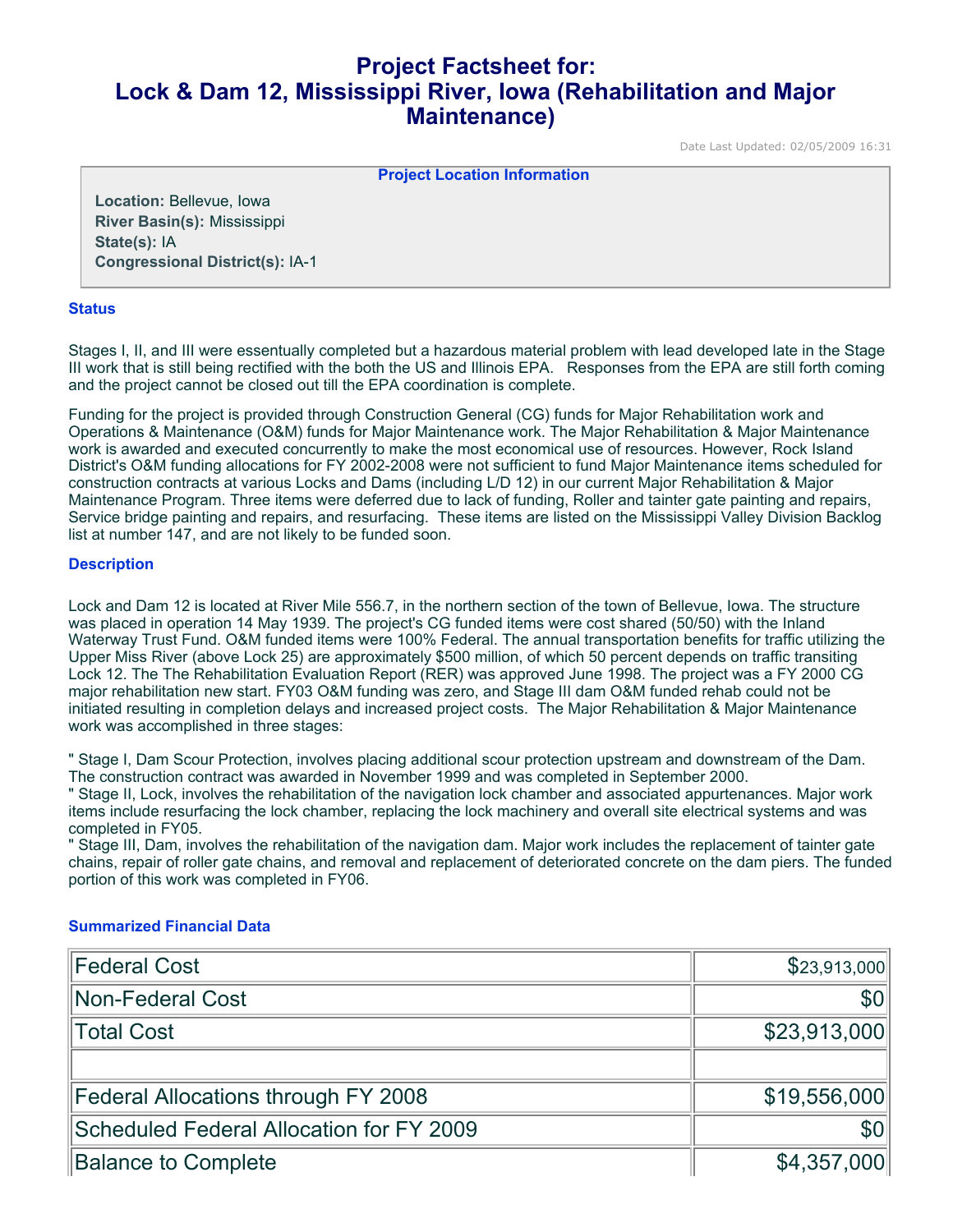# Project Factsheet for: Lock & Dam 12, Mississippi River, Iowa (Rehabilitation and Major Maintenance)

Date Last Updated: 02/05/2009 16:31

**Project Location Information**

**Location:** Bellevue, Iowa
**River Basin(s):** Mississippi
**State(s):** IA
**Congressional District(s):** IA-1

## Status

Stages I, II, and III were essentually completed but a hazardous material problem with lead developed late in the Stage III work that is still being rectified with the both the US and Illinois EPA. Responses from the EPA are still forth coming and the project cannot be closed out till the EPA coordination is complete.

Funding for the project is provided through Construction General (CG) funds for Major Rehabilitation work and Operations & Maintenance (O&M) funds for Major Maintenance work. The Major Rehabilitation & Major Maintenance work is awarded and executed concurrently to make the most economical use of resources. However, Rock Island District's O&M funding allocations for FY 2002-2008 were not sufficient to fund Major Maintenance items scheduled for construction contracts at various Locks and Dams (including L/D 12) in our current Major Rehabilitation & Major Maintenance Program. Three items were deferred due to lack of funding, Roller and tainter gate painting and repairs, Service bridge painting and repairs, and resurfacing. These items are listed on the Mississippi Valley Division Backlog list at number 147, and are not likely to be funded soon.

## Description

Lock and Dam 12 is located at River Mile 556.7, in the northern section of the town of Bellevue, Iowa. The structure was placed in operation 14 May 1939. The project's CG funded items were cost shared (50/50) with the Inland Waterway Trust Fund. O&M funded items were 100% Federal. The annual transportation benefits for traffic utilizing the Upper Miss River (above Lock 25) are approximately $500 million, of which 50 percent depends on traffic transiting Lock 12. The The Rehabilitation Evaluation Report (RER) was approved June 1998. The project was a FY 2000 CG major rehabilitation new start. FY03 O&M funding was zero, and Stage III dam O&M funded rehab could not be initiated resulting in completion delays and increased project costs. The Major Rehabilitation & Major Maintenance work was accomplished in three stages:

" Stage I, Dam Scour Protection, involves placing additional scour protection upstream and downstream of the Dam. The construction contract was awarded in November 1999 and was completed in September 2000.
" Stage II, Lock, involves the rehabilitation of the navigation lock chamber and associated appurtenances. Major work items include resurfacing the lock chamber, replacing the lock machinery and overall site electrical systems and was completed in FY05.
" Stage III, Dam, involves the rehabilitation of the navigation dam. Major work includes the replacement of tainter gate chains, repair of roller gate chains, and removal and replacement of deteriorated concrete on the dam piers. The funded portion of this work was completed in FY06.

## Summarized Financial Data

| | |
|---|---:|
| Federal Cost | $23,913,000 |
| Non-Federal Cost | $0 |
| Total Cost | $23,913,000 |
| | |
| Federal Allocations through FY 2008 | $19,556,000 |
| Scheduled Federal Allocation for FY 2009 | $0 |
| Balance to Complete | $4,357,000 |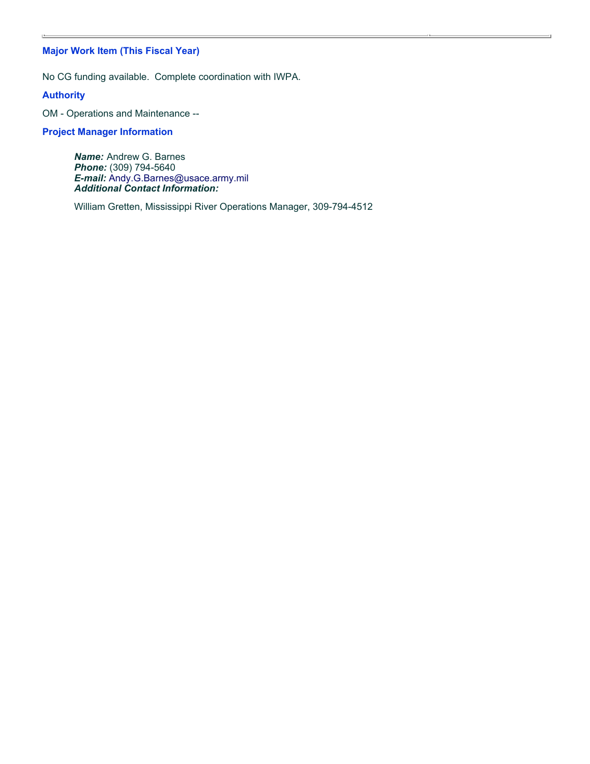### Major Work Item (This Fiscal Year)

No CG funding available. Complete coordination with IWPA.

### Authority

OM - Operations and Maintenance --

### Project Manager Information

***Name:*** Andrew G. Barnes
***Phone:*** (309) 794-5640
***E-mail:*** Andy.G.Barnes@usace.army.mil
***Additional Contact Information:***

William Gretten, Mississippi River Operations Manager, 309-794-4512